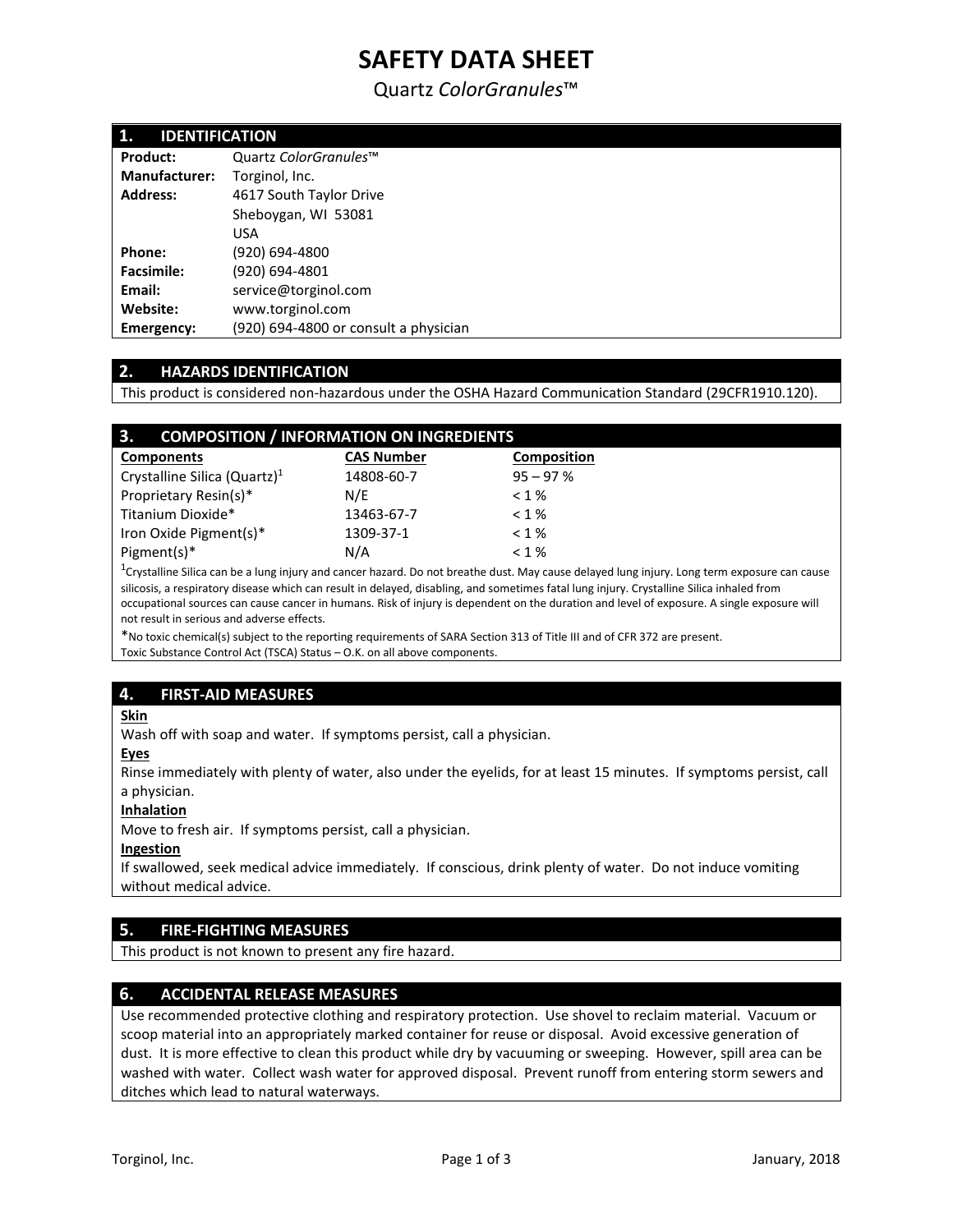# SAFETY DATA SHEET

## Quartz *ColorGranules*™

## 1. IDENTIFICATION

| | |
|---|---|
| **Product:** | Quartz *ColorGranules*™ |
| **Manufacturer:** | Torginol, Inc. |
| **Address:** | 4617 South Taylor Drive<br>Sheboygan, WI 53081<br>USA |
| **Phone:** | (920) 694-4800 |
| **Facsimile:** | (920) 694-4801 |
| **Email:** | service@torginol.com |
| **Website:** | www.torginol.com |
| **Emergency:** | (920) 694-4800 or consult a physician |

## 2. HAZARDS IDENTIFICATION

This product is considered non-hazardous under the OSHA Hazard Communication Standard (29CFR1910.120).

## 3. COMPOSITION / INFORMATION ON INGREDIENTS

| Components | CAS Number | Composition |
|---|---|---|
| Crystalline Silica (Quartz)[1] | 14808-60-7 | 95 – 97 % |
| Proprietary Resin(s)* | N/E | < 1 % |
| Titanium Dioxide* | 13463-67-7 | < 1 % |
| Iron Oxide Pigment(s)* | 1309-37-1 | < 1 % |
| Pigment(s)* | N/A | < 1 % |

[1]Crystalline Silica can be a lung injury and cancer hazard. Do not breathe dust. May cause delayed lung injury. Long term exposure can cause silicosis, a respiratory disease which can result in delayed, disabling, and sometimes fatal lung injury. Crystalline Silica inhaled from occupational sources can cause cancer in humans. Risk of injury is dependent on the duration and level of exposure. A single exposure will not result in serious and adverse effects.

*No toxic chemical(s) subject to the reporting requirements of SARA Section 313 of Title III and of CFR 372 are present.
Toxic Substance Control Act (TSCA) Status – O.K. on all above components.

## 4. FIRST-AID MEASURES

**Skin**

Wash off with soap and water. If symptoms persist, call a physician.

**Eyes**

Rinse immediately with plenty of water, also under the eyelids, for at least 15 minutes. If symptoms persist, call a physician.

**Inhalation**

Move to fresh air. If symptoms persist, call a physician.

**Ingestion**

If swallowed, seek medical advice immediately. If conscious, drink plenty of water. Do not induce vomiting without medical advice.

## 5. FIRE-FIGHTING MEASURES

This product is not known to present any fire hazard.

## 6. ACCIDENTAL RELEASE MEASURES

Use recommended protective clothing and respiratory protection. Use shovel to reclaim material. Vacuum or scoop material into an appropriately marked container for reuse or disposal. Avoid excessive generation of dust. It is more effective to clean this product while dry by vacuuming or sweeping. However, spill area can be washed with water. Collect wash water for approved disposal. Prevent runoff from entering storm sewers and ditches which lead to natural waterways.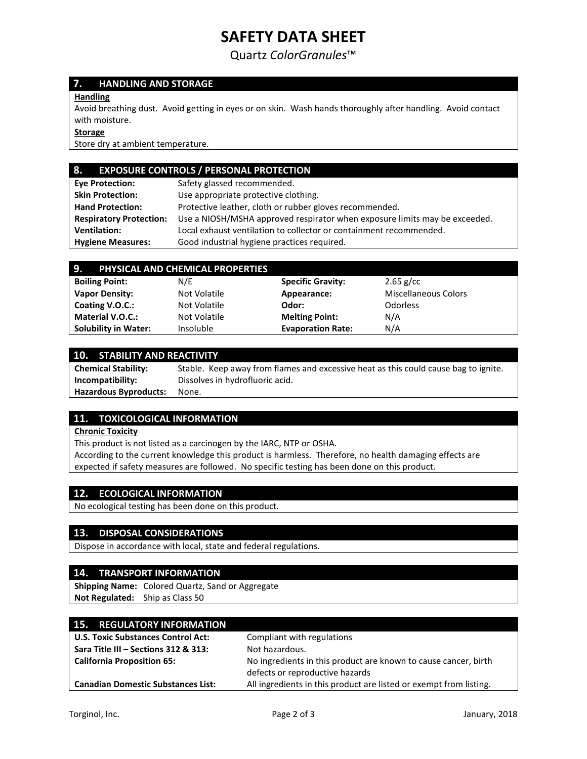# SAFETY DATA SHEET

Quartz *ColorGranules*™

## 7. HANDLING AND STORAGE

**Handling**

Avoid breathing dust. Avoid getting in eyes or on skin. Wash hands thoroughly after handling. Avoid contact with moisture.

**Storage**

Store dry at ambient temperature.

## 8. EXPOSURE CONTROLS / PERSONAL PROTECTION

| | |
|---|---|
| **Eye Protection:** | Safety glassed recommended. |
| **Skin Protection:** | Use appropriate protective clothing. |
| **Hand Protection:** | Protective leather, cloth or rubber gloves recommended. |
| **Respiratory Protection:** | Use a NIOSH/MSHA approved respirator when exposure limits may be exceeded. |
| **Ventilation:** | Local exhaust ventilation to collector or containment recommended. |
| **Hygiene Measures:** | Good industrial hygiene practices required. |

## 9. PHYSICAL AND CHEMICAL PROPERTIES

| | | | |
|---|---|---|---|
| **Boiling Point:** | N/E | **Specific Gravity:** | 2.65 g/cc |
| **Vapor Density:** | Not Volatile | **Appearance:** | Miscellaneous Colors |
| **Coating V.O.C.:** | Not Volatile | **Odor:** | Odorless |
| **Material V.O.C.:** | Not Volatile | **Melting Point:** | N/A |
| **Solubility in Water:** | Insoluble | **Evaporation Rate:** | N/A |

## 10. STABILITY AND REACTIVITY

| | |
|---|---|
| **Chemical Stability:** | Stable. Keep away from flames and excessive heat as this could cause bag to ignite. |
| **Incompatibility:** | Dissolves in hydrofluoric acid. |
| **Hazardous Byproducts:** | None. |

## 11. TOXICOLOGICAL INFORMATION

**Chronic Toxicity**

This product is not listed as a carcinogen by the IARC, NTP or OSHA.
According to the current knowledge this product is harmless. Therefore, no health damaging effects are expected if safety measures are followed. No specific testing has been done on this product.

## 12. ECOLOGICAL INFORMATION

No ecological testing has been done on this product.

## 13. DISPOSAL CONSIDERATIONS

Dispose in accordance with local, state and federal regulations.

## 14. TRANSPORT INFORMATION

**Shipping Name:** Colored Quartz, Sand or Aggregate
**Not Regulated:** Ship as Class 50

## 15. REGULATORY INFORMATION

| | |
|---|---|
| **U.S. Toxic Substances Control Act:** | Compliant with regulations |
| **Sara Title III – Sections 312 & 313:** | Not hazardous. |
| **California Proposition 65:** | No ingredients in this product are known to cause cancer, birth defects or reproductive hazards |
| **Canadian Domestic Substances List:** | All ingredients in this product are listed or exempt from listing. |

Torginol, Inc. January, 2018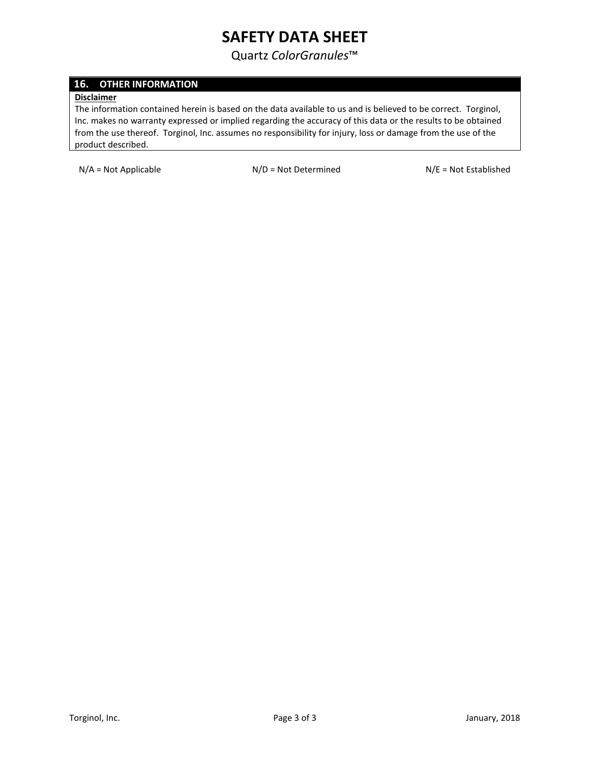## 16. OTHER INFORMATION

**Disclaimer**

The information contained herein is based on the data available to us and is believed to be correct. Torginol, Inc. makes no warranty expressed or implied regarding the accuracy of this data or the results to be obtained from the use thereof. Torginol, Inc. assumes no responsibility for injury, loss or damage from the use of the product described.

N/A = Not Applicable    N/D = Not Determined    N/E = Not Established